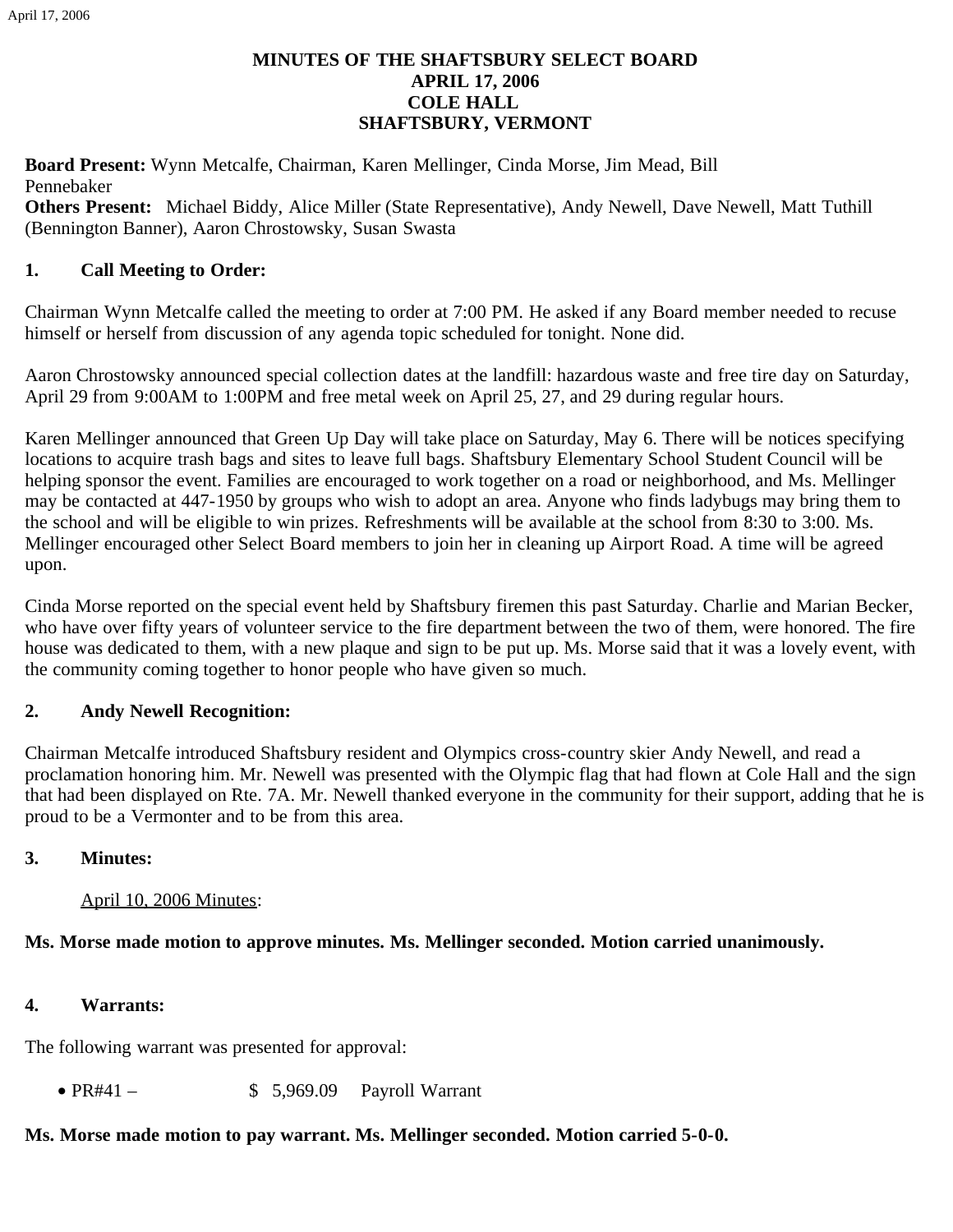# MINUTES OF THE SHAFTSBURY SELECT BOARD
# APRIL 17, 2006
# COLE HALL
# SHAFTSBURY, VERMONT

**Board Present:** Wynn Metcalfe, Chairman, Karen Mellinger, Cinda Morse, Jim Mead, Bill Pennebaker
**Others Present:** Michael Biddy, Alice Miller (State Representative), Andy Newell, Dave Newell, Matt Tuthill (Bennington Banner), Aaron Chrostowsky, Susan Swasta

## 1. Call Meeting to Order:

Chairman Wynn Metcalfe called the meeting to order at 7:00 PM. He asked if any Board member needed to recuse himself or herself from discussion of any agenda topic scheduled for tonight. None did.

Aaron Chrostowsky announced special collection dates at the landfill: hazardous waste and free tire day on Saturday, April 29 from 9:00AM to 1:00PM and free metal week on April 25, 27, and 29 during regular hours.

Karen Mellinger announced that Green Up Day will take place on Saturday, May 6. There will be notices specifying locations to acquire trash bags and sites to leave full bags. Shaftsbury Elementary School Student Council will be helping sponsor the event. Families are encouraged to work together on a road or neighborhood, and Ms. Mellinger may be contacted at 447-1950 by groups who wish to adopt an area. Anyone who finds ladybugs may bring them to the school and will be eligible to win prizes. Refreshments will be available at the school from 8:30 to 3:00. Ms. Mellinger encouraged other Select Board members to join her in cleaning up Airport Road. A time will be agreed upon.

Cinda Morse reported on the special event held by Shaftsbury firemen this past Saturday. Charlie and Marian Becker, who have over fifty years of volunteer service to the fire department between the two of them, were honored. The fire house was dedicated to them, with a new plaque and sign to be put up. Ms. Morse said that it was a lovely event, with the community coming together to honor people who have given so much.

## 2. Andy Newell Recognition:

Chairman Metcalfe introduced Shaftsbury resident and Olympics cross-country skier Andy Newell, and read a proclamation honoring him. Mr. Newell was presented with the Olympic flag that had flown at Cole Hall and the sign that had been displayed on Rte. 7A. Mr. Newell thanked everyone in the community for their support, adding that he is proud to be a Vermonter and to be from this area.

## 3. Minutes:

April 10, 2006 Minutes:

**Ms. Morse made motion to approve minutes. Ms. Mellinger seconded. Motion carried unanimously.**

## 4. Warrants:

The following warrant was presented for approval:

- PR#41 – $ 5,969.09 Payroll Warrant

**Ms. Morse made motion to pay warrant. Ms. Mellinger seconded. Motion carried 5-0-0.**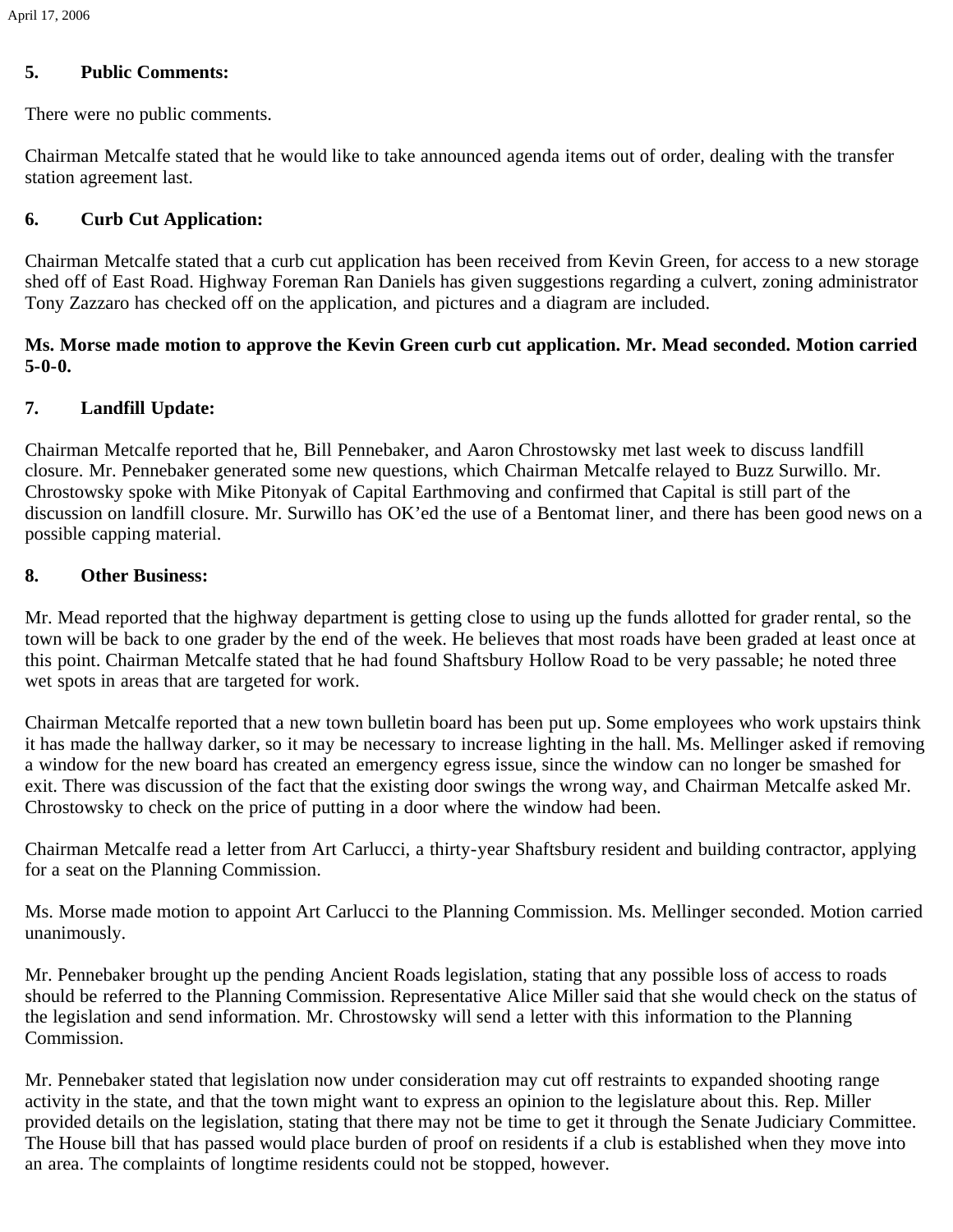**5. Public Comments:**

There were no public comments.

Chairman Metcalfe stated that he would like to take announced agenda items out of order, dealing with the transfer station agreement last.

**6. Curb Cut Application:**

Chairman Metcalfe stated that a curb cut application has been received from Kevin Green, for access to a new storage shed off of East Road. Highway Foreman Ran Daniels has given suggestions regarding a culvert, zoning administrator Tony Zazzaro has checked off on the application, and pictures and a diagram are included.

**Ms. Morse made motion to approve the Kevin Green curb cut application. Mr. Mead seconded. Motion carried 5-0-0.**

**7. Landfill Update:**

Chairman Metcalfe reported that he, Bill Pennebaker, and Aaron Chrostowsky met last week to discuss landfill closure. Mr. Pennebaker generated some new questions, which Chairman Metcalfe relayed to Buzz Surwillo. Mr. Chrostowsky spoke with Mike Pitonyak of Capital Earthmoving and confirmed that Capital is still part of the discussion on landfill closure. Mr. Surwillo has OK'ed the use of a Bentomat liner, and there has been good news on a possible capping material.

**8. Other Business:**

Mr. Mead reported that the highway department is getting close to using up the funds allotted for grader rental, so the town will be back to one grader by the end of the week. He believes that most roads have been graded at least once at this point. Chairman Metcalfe stated that he had found Shaftsbury Hollow Road to be very passable; he noted three wet spots in areas that are targeted for work.

Chairman Metcalfe reported that a new town bulletin board has been put up. Some employees who work upstairs think it has made the hallway darker, so it may be necessary to increase lighting in the hall. Ms. Mellinger asked if removing a window for the new board has created an emergency egress issue, since the window can no longer be smashed for exit. There was discussion of the fact that the existing door swings the wrong way, and Chairman Metcalfe asked Mr. Chrostowsky to check on the price of putting in a door where the window had been.

Chairman Metcalfe read a letter from Art Carlucci, a thirty-year Shaftsbury resident and building contractor, applying for a seat on the Planning Commission.

Ms. Morse made motion to appoint Art Carlucci to the Planning Commission. Ms. Mellinger seconded. Motion carried unanimously.

Mr. Pennebaker brought up the pending Ancient Roads legislation, stating that any possible loss of access to roads should be referred to the Planning Commission. Representative Alice Miller said that she would check on the status of the legislation and send information. Mr. Chrostowsky will send a letter with this information to the Planning Commission.

Mr. Pennebaker stated that legislation now under consideration may cut off restraints to expanded shooting range activity in the state, and that the town might want to express an opinion to the legislature about this. Rep. Miller provided details on the legislation, stating that there may not be time to get it through the Senate Judiciary Committee. The House bill that has passed would place burden of proof on residents if a club is established when they move into an area. The complaints of longtime residents could not be stopped, however.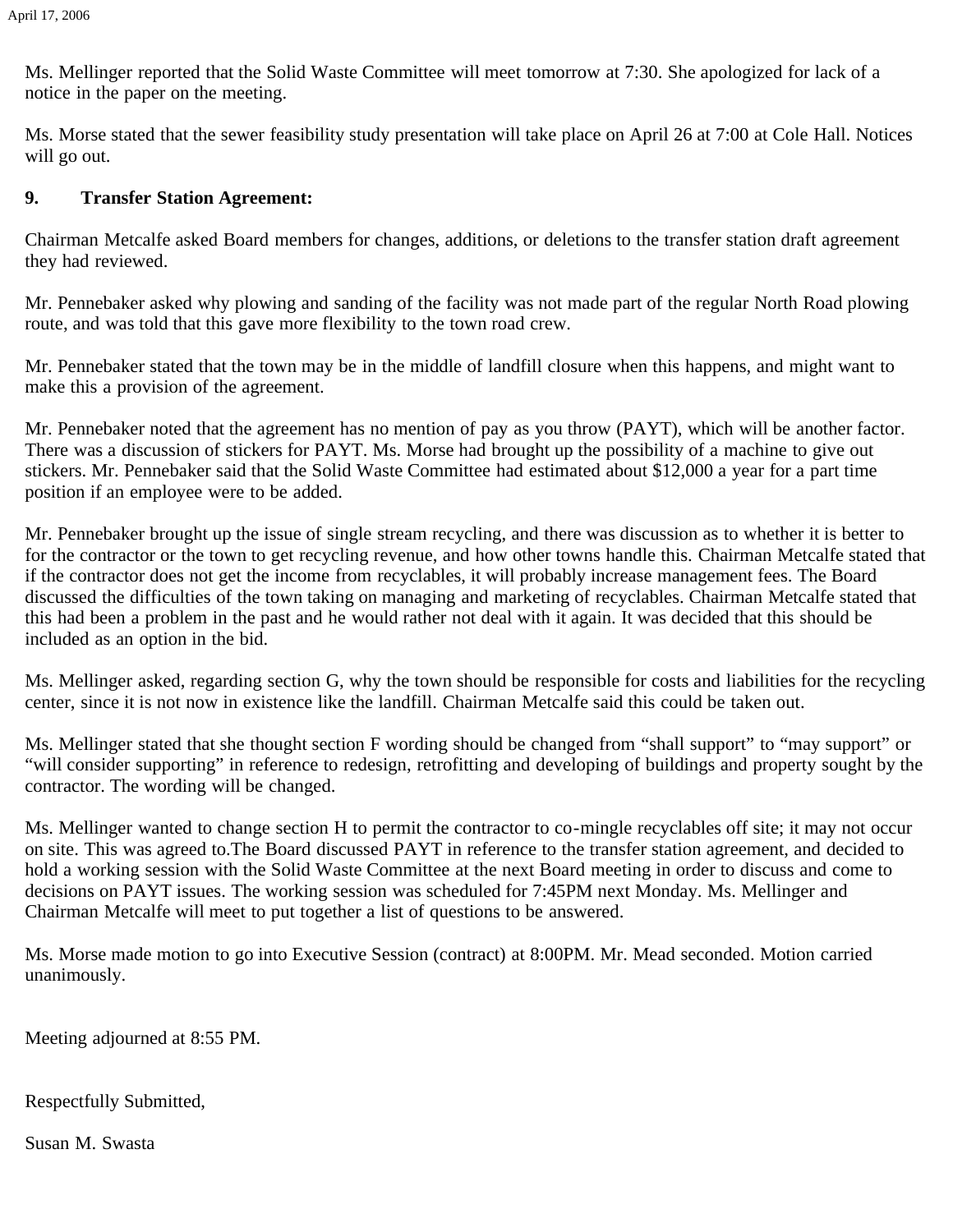Ms. Mellinger reported that the Solid Waste Committee will meet tomorrow at 7:30. She apologized for lack of a notice in the paper on the meeting.

Ms. Morse stated that the sewer feasibility study presentation will take place on April 26 at 7:00 at Cole Hall. Notices will go out.

**9. Transfer Station Agreement:**

Chairman Metcalfe asked Board members for changes, additions, or deletions to the transfer station draft agreement they had reviewed.

Mr. Pennebaker asked why plowing and sanding of the facility was not made part of the regular North Road plowing route, and was told that this gave more flexibility to the town road crew.

Mr. Pennebaker stated that the town may be in the middle of landfill closure when this happens, and might want to make this a provision of the agreement.

Mr. Pennebaker noted that the agreement has no mention of pay as you throw (PAYT), which will be another factor. There was a discussion of stickers for PAYT. Ms. Morse had brought up the possibility of a machine to give out stickers. Mr. Pennebaker said that the Solid Waste Committee had estimated about $12,000 a year for a part time position if an employee were to be added.

Mr. Pennebaker brought up the issue of single stream recycling, and there was discussion as to whether it is better to for the contractor or the town to get recycling revenue, and how other towns handle this. Chairman Metcalfe stated that if the contractor does not get the income from recyclables, it will probably increase management fees. The Board discussed the difficulties of the town taking on managing and marketing of recyclables. Chairman Metcalfe stated that this had been a problem in the past and he would rather not deal with it again. It was decided that this should be included as an option in the bid.

Ms. Mellinger asked, regarding section G, why the town should be responsible for costs and liabilities for the recycling center, since it is not now in existence like the landfill. Chairman Metcalfe said this could be taken out.

Ms. Mellinger stated that she thought section F wording should be changed from "shall support" to "may support" or "will consider supporting" in reference to redesign, retrofitting and developing of buildings and property sought by the contractor. The wording will be changed.

Ms. Mellinger wanted to change section H to permit the contractor to co-mingle recyclables off site; it may not occur on site. This was agreed to.The Board discussed PAYT in reference to the transfer station agreement, and decided to hold a working session with the Solid Waste Committee at the next Board meeting in order to discuss and come to decisions on PAYT issues. The working session was scheduled for 7:45PM next Monday. Ms. Mellinger and Chairman Metcalfe will meet to put together a list of questions to be answered.

Ms. Morse made motion to go into Executive Session (contract) at 8:00PM. Mr. Mead seconded. Motion carried unanimously.

Meeting adjourned at 8:55 PM.

Respectfully Submitted,

Susan M. Swasta